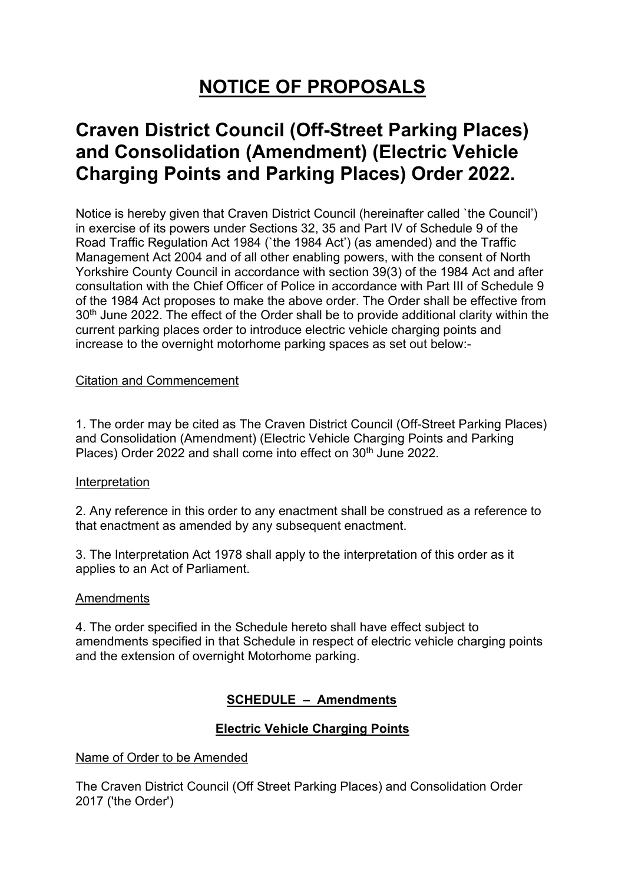# NOTICE OF PROPOSALS

## Craven District Council (Off-Street Parking Places) and Consolidation (Amendment) (Electric Vehicle Charging Points and Parking Places) Order 2022.

Notice is hereby given that Craven District Council (hereinafter called `the Council') in exercise of its powers under Sections 32, 35 and Part IV of Schedule 9 of the Road Traffic Regulation Act 1984 (`the 1984 Act') (as amended) and the Traffic Management Act 2004 and of all other enabling powers, with the consent of North Yorkshire County Council in accordance with section 39(3) of the 1984 Act and after consultation with the Chief Officer of Police in accordance with Part III of Schedule 9 of the 1984 Act proposes to make the above order. The Order shall be effective from 30th June 2022. The effect of the Order shall be to provide additional clarity within the current parking places order to introduce electric vehicle charging points and increase to the overnight motorhome parking spaces as set out below:-

Citation and Commencement

1. The order may be cited as The Craven District Council (Off-Street Parking Places) and Consolidation (Amendment) (Electric Vehicle Charging Points and Parking Places) Order 2022 and shall come into effect on 30th June 2022.

Interpretation

2. Any reference in this order to any enactment shall be construed as a reference to that enactment as amended by any subsequent enactment.

3. The Interpretation Act 1978 shall apply to the interpretation of this order as it applies to an Act of Parliament.

Amendments

4. The order specified in the Schedule hereto shall have effect subject to amendments specified in that Schedule in respect of electric vehicle charging points and the extension of overnight Motorhome parking.

**SCHEDULE – Amendments**

**Electric Vehicle Charging Points**

Name of Order to be Amended

The Craven District Council (Off Street Parking Places) and Consolidation Order 2017 ('the Order')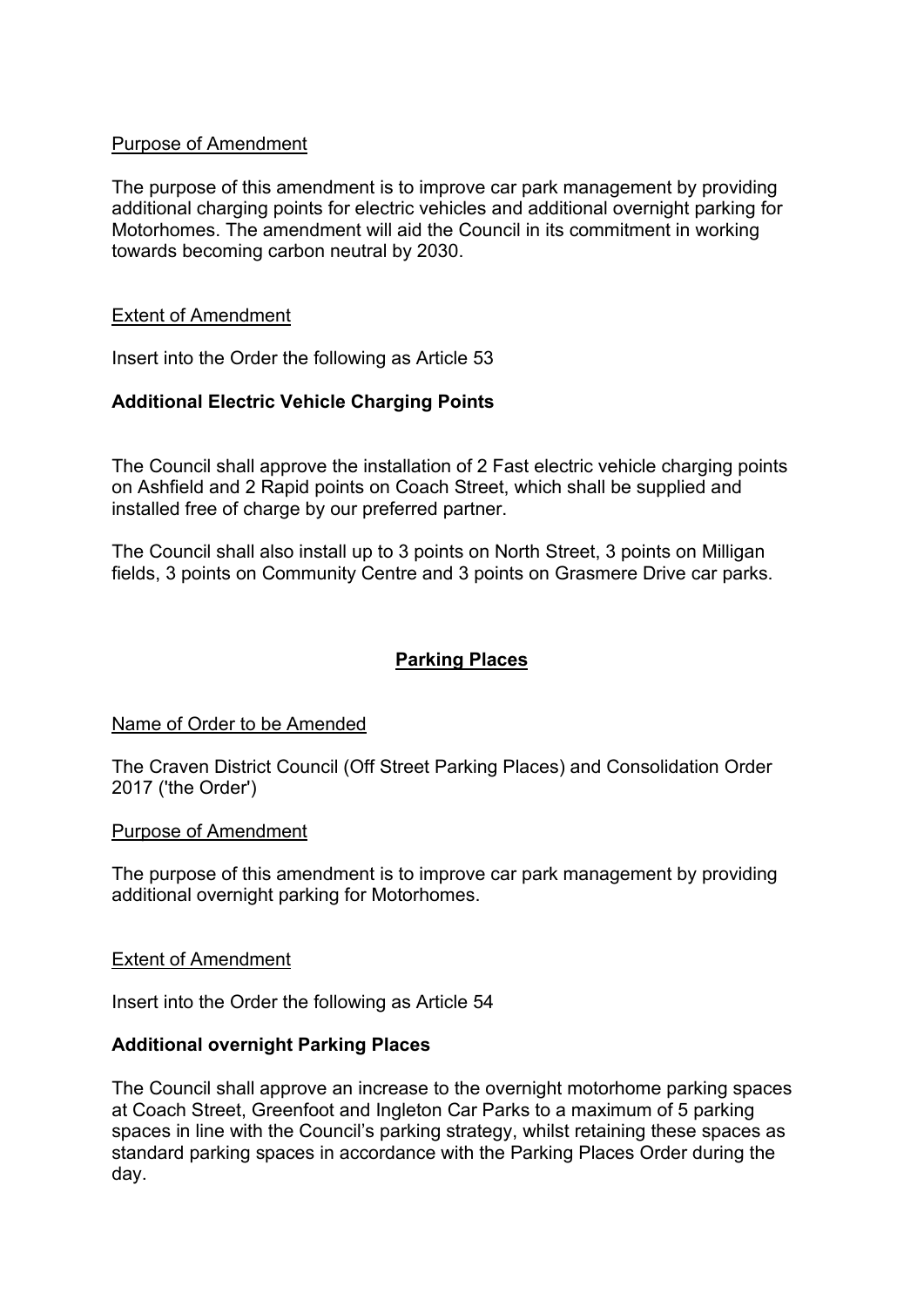Purpose of Amendment

The purpose of this amendment is to improve car park management by providing additional charging points for electric vehicles and additional overnight parking for Motorhomes. The amendment will aid the Council in its commitment in working towards becoming carbon neutral by 2030.

Extent of Amendment

Insert into the Order the following as Article 53

**Additional Electric Vehicle Charging Points**

The Council shall approve the installation of 2 Fast electric vehicle charging points on Ashfield and 2 Rapid points on Coach Street, which shall be supplied and installed free of charge by our preferred partner.

The Council shall also install up to 3 points on North Street, 3 points on Milligan fields, 3 points on Community Centre and 3 points on Grasmere Drive car parks.

## Parking Places

Name of Order to be Amended

The Craven District Council (Off Street Parking Places) and Consolidation Order 2017 ('the Order')

Purpose of Amendment

The purpose of this amendment is to improve car park management by providing additional overnight parking for Motorhomes.

Extent of Amendment

Insert into the Order the following as Article 54

**Additional overnight Parking Places**

The Council shall approve an increase to the overnight motorhome parking spaces at Coach Street, Greenfoot and Ingleton Car Parks to a maximum of 5 parking spaces in line with the Council's parking strategy, whilst retaining these spaces as standard parking spaces in accordance with the Parking Places Order during the day.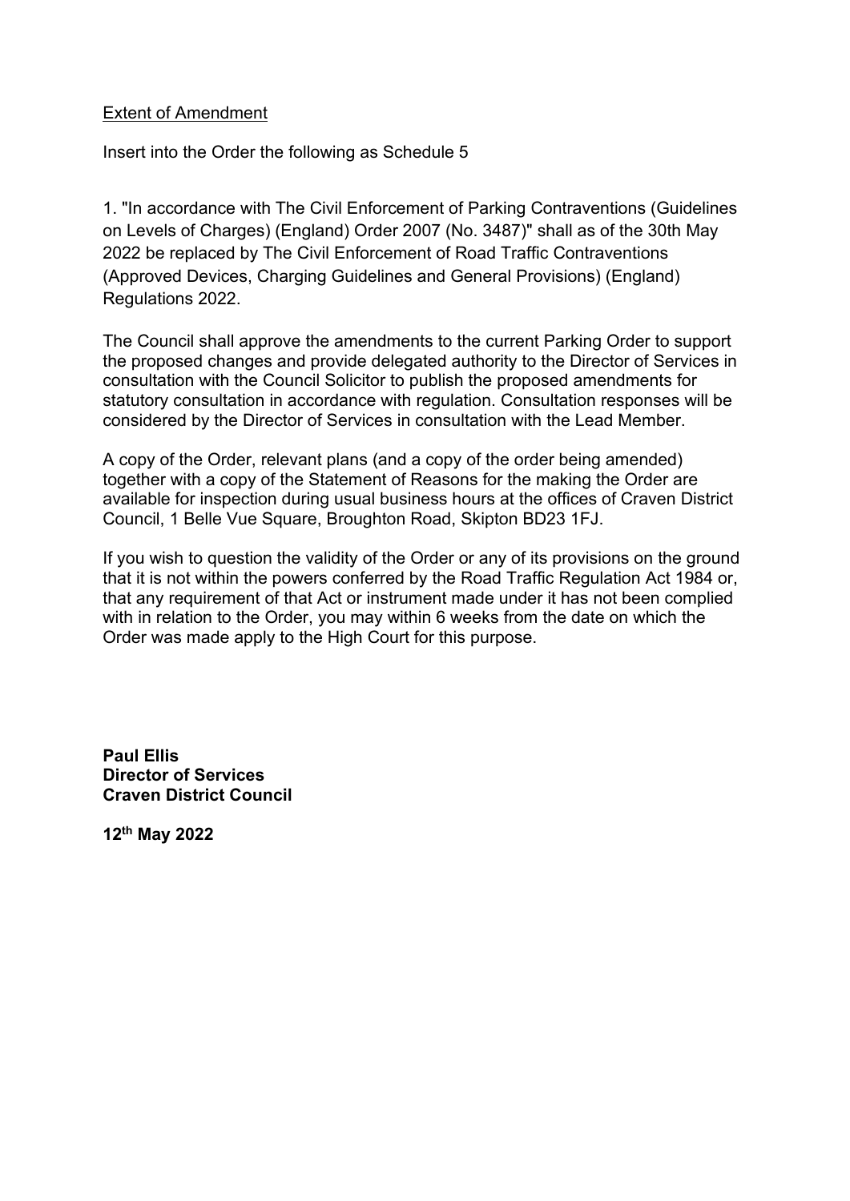<u>Extent of Amendment</u>

Insert into the Order the following as Schedule 5

1. "In accordance with The Civil Enforcement of Parking Contraventions (Guidelines on Levels of Charges) (England) Order 2007 (No. 3487)" shall as of the 30th May 2022 be replaced by The Civil Enforcement of Road Traffic Contraventions (Approved Devices, Charging Guidelines and General Provisions) (England) Regulations 2022.

The Council shall approve the amendments to the current Parking Order to support the proposed changes and provide delegated authority to the Director of Services in consultation with the Council Solicitor to publish the proposed amendments for statutory consultation in accordance with regulation. Consultation responses will be considered by the Director of Services in consultation with the Lead Member.

A copy of the Order, relevant plans (and a copy of the order being amended) together with a copy of the Statement of Reasons for the making the Order are available for inspection during usual business hours at the offices of Craven District Council, 1 Belle Vue Square, Broughton Road, Skipton BD23 1FJ.

If you wish to question the validity of the Order or any of its provisions on the ground that it is not within the powers conferred by the Road Traffic Regulation Act 1984 or, that any requirement of that Act or instrument made under it has not been complied with in relation to the Order, you may within 6 weeks from the date on which the Order was made apply to the High Court for this purpose.

**Paul Ellis**
**Director of Services**
**Craven District Council**

**12th May 2022**